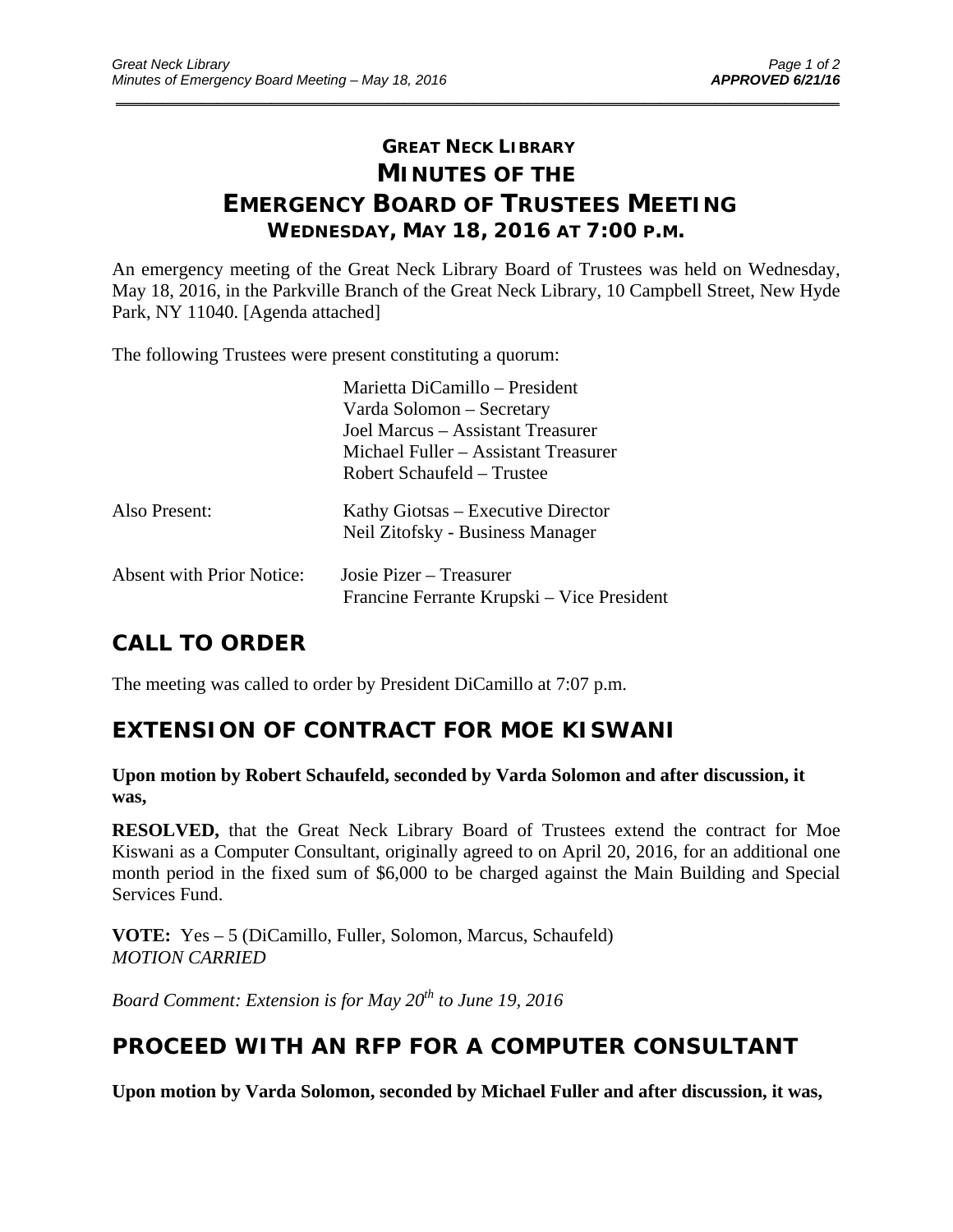# GREAT NECK LIBRARY
# MINUTES OF THE
# EMERGENCY BOARD OF TRUSTEES MEETING
## WEDNESDAY, MAY 18, 2016 AT 7:00 P.M.

An emergency meeting of the Great Neck Library Board of Trustees was held on Wednesday, May 18, 2016, in the Parkville Branch of the Great Neck Library, 10 Campbell Street, New Hyde Park, NY 11040. [Agenda attached]

The following Trustees were present constituting a quorum:

| | |
|---|---|
| | Marietta DiCamillo – President |
| | Varda Solomon – Secretary |
| | Joel Marcus – Assistant Treasurer |
| | Michael Fuller – Assistant Treasurer |
| | Robert Schaufeld – Trustee |
| Also Present: | Kathy Giotsas – Executive Director |
| | Neil Zitofsky - Business Manager |
| Absent with Prior Notice: | Josie Pizer – Treasurer |
| | Francine Ferrante Krupski – Vice President |

## CALL TO ORDER

The meeting was called to order by President DiCamillo at 7:07 p.m.

## EXTENSION OF CONTRACT FOR MOE KISWANI

**Upon motion by Robert Schaufeld, seconded by Varda Solomon and after discussion, it was,**

**RESOLVED,** that the Great Neck Library Board of Trustees extend the contract for Moe Kiswani as a Computer Consultant, originally agreed to on April 20, 2016, for an additional one month period in the fixed sum of $6,000 to be charged against the Main Building and Special Services Fund.

**VOTE:** Yes – 5 (DiCamillo, Fuller, Solomon, Marcus, Schaufeld)
*MOTION CARRIED*

*Board Comment: Extension is for May 20th to June 19, 2016*

## PROCEED WITH AN RFP FOR A COMPUTER CONSULTANT

**Upon motion by Varda Solomon, seconded by Michael Fuller and after discussion, it was,**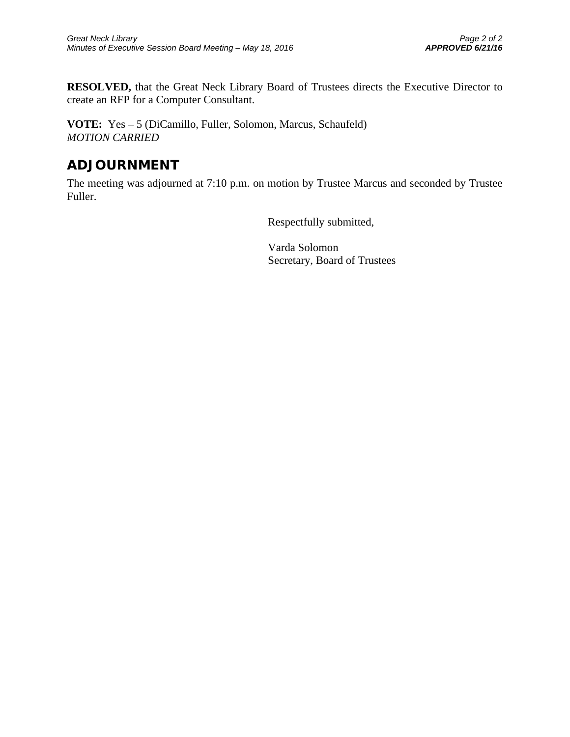**RESOLVED,** that the Great Neck Library Board of Trustees directs the Executive Director to create an RFP for a Computer Consultant.

**VOTE:** Yes – 5 (DiCamillo, Fuller, Solomon, Marcus, Schaufeld)
*MOTION CARRIED*

## ADJOURNMENT

The meeting was adjourned at 7:10 p.m. on motion by Trustee Marcus and seconded by Trustee Fuller.

Respectfully submitted,

Varda Solomon
Secretary, Board of Trustees